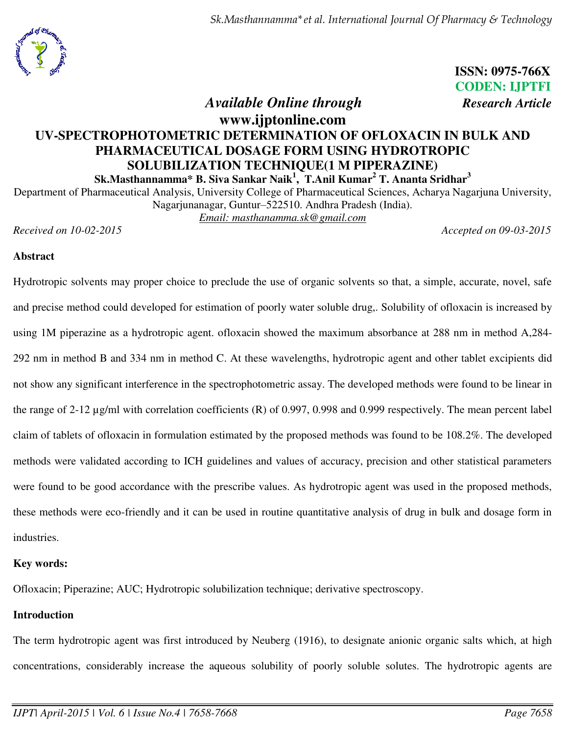**ISSN: 0975-766X**
**CODEN: IJPTFI**
*Available Online through* ***Research Article***
**www.ijptonline.com**

# UV-SPECTROPHOTOMETRIC DETERMINATION OF OFLOXACIN IN BULK AND PHARMACEUTICAL DOSAGE FORM USING HYDROTROPIC SOLUBILIZATION TECHNIQUE(1 M PIPERAZINE)

**Sk.Masthannamma* B. Siva Sankar Naik[1], T.Anil Kumar[2] T. Ananta Sridhar[3]**

Department of Pharmaceutical Analysis, University College of Pharmaceutical Sciences, Acharya Nagarjuna University, Nagarjunanagar, Guntur–522510. Andhra Pradesh (India).
Email: masthanamma.sk@gmail.com

*Received on 10-02-2015* *Accepted on 09-03-2015*

## Abstract

Hydrotropic solvents may proper choice to preclude the use of organic solvents so that, a simple, accurate, novel, safe and precise method could developed for estimation of poorly water soluble drug,. Solubility of ofloxacin is increased by using 1M piperazine as a hydrotropic agent. ofloxacin showed the maximum absorbance at 288 nm in method A,284-292 nm in method B and 334 nm in method C. At these wavelengths, hydrotropic agent and other tablet excipients did not show any significant interference in the spectrophotometric assay. The developed methods were found to be linear in the range of 2-12 µg/ml with correlation coefficients (R) of 0.997, 0.998 and 0.999 respectively. The mean percent label claim of tablets of ofloxacin in formulation estimated by the proposed methods was found to be 108.2%. The developed methods were validated according to ICH guidelines and values of accuracy, precision and other statistical parameters were found to be good accordance with the prescribe values. As hydrotropic agent was used in the proposed methods, these methods were eco-friendly and it can be used in routine quantitative analysis of drug in bulk and dosage form in industries.

**Key words:**

Ofloxacin; Piperazine; AUC; Hydrotropic solubilization technique; derivative spectroscopy.

## Introduction

The term hydrotropic agent was first introduced by Neuberg (1916), to designate anionic organic salts which, at high concentrations, considerably increase the aqueous solubility of poorly soluble solutes. The hydrotropic agents are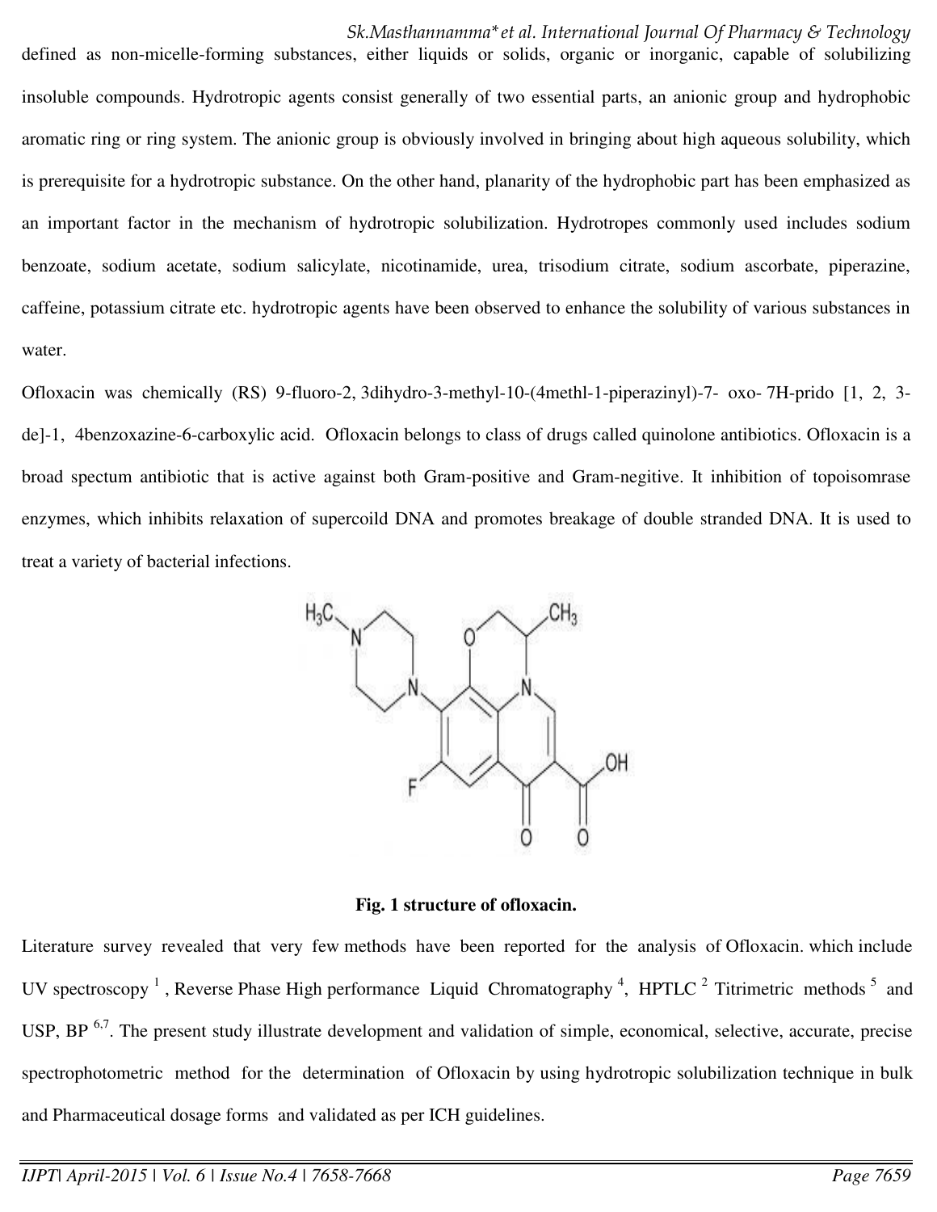defined as non-micelle-forming substances, either liquids or solids, organic or inorganic, capable of solubilizing insoluble compounds. Hydrotropic agents consist generally of two essential parts, an anionic group and hydrophobic aromatic ring or ring system. The anionic group is obviously involved in bringing about high aqueous solubility, which is prerequisite for a hydrotropic substance. On the other hand, planarity of the hydrophobic part has been emphasized as an important factor in the mechanism of hydrotropic solubilization. Hydrotropes commonly used includes sodium benzoate, sodium acetate, sodium salicylate, nicotinamide, urea, trisodium citrate, sodium ascorbate, piperazine, caffeine, potassium citrate etc. hydrotropic agents have been observed to enhance the solubility of various substances in water.

Ofloxacin was chemically (RS) 9-fluoro-2, 3dihydro-3-methyl-10-(4methl-1-piperazinyl)-7- oxo- 7H-prido [1, 2, 3-de]-1, 4benzoxazine-6-carboxylic acid. Ofloxacin belongs to class of drugs called quinolone antibiotics. Ofloxacin is a broad spectum antibiotic that is active against both Gram-positive and Gram-negitive. It inhibition of topoisomrase enzymes, which inhibits relaxation of supercoild DNA and promotes breakage of double stranded DNA. It is used to treat a variety of bacterial infections.

**Fig. 1 structure of ofloxacin.**

Literature survey revealed that very few methods have been reported for the analysis of Ofloxacin. which include UV spectroscopy [1], Reverse Phase High performance Liquid Chromatography [4], HPTLC [2] Titrimetric methods [5] and USP, BP [6,7]. The present study illustrate development and validation of simple, economical, selective, accurate, precise spectrophotometric method for the determination of Ofloxacin by using hydrotropic solubilization technique in bulk and Pharmaceutical dosage forms and validated as per ICH guidelines.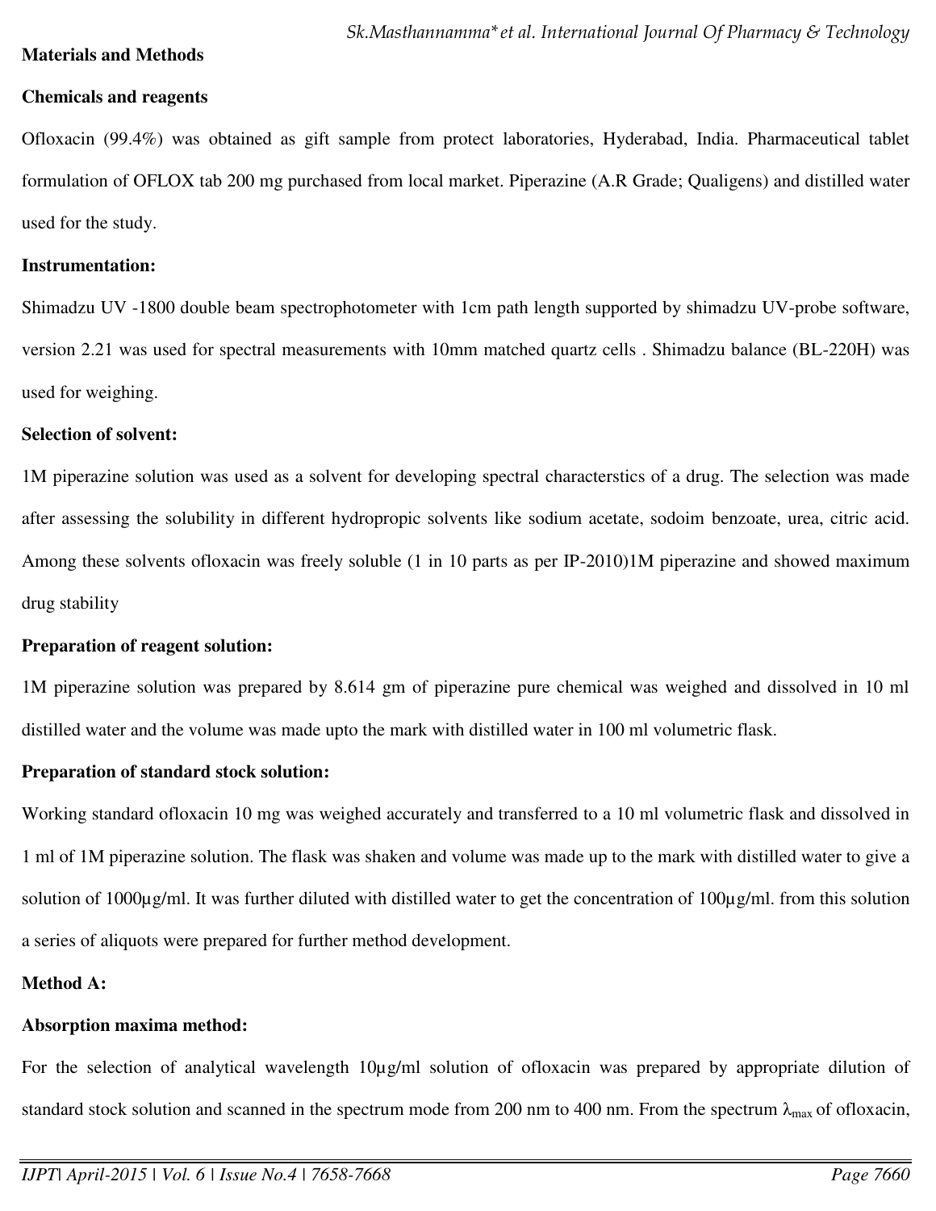**Materials and Methods**

**Chemicals and reagents**

Ofloxacin (99.4%) was obtained as gift sample from protect laboratories, Hyderabad, India. Pharmaceutical tablet formulation of OFLOX tab 200 mg purchased from local market. Piperazine (A.R Grade; Qualigens) and distilled water used for the study.

**Instrumentation:**

Shimadzu UV -1800 double beam spectrophotometer with 1cm path length supported by shimadzu UV-probe software, version 2.21 was used for spectral measurements with 10mm matched quartz cells . Shimadzu balance (BL-220H) was used for weighing.

**Selection of solvent:**

1M piperazine solution was used as a solvent for developing spectral characterstics of a drug. The selection was made after assessing the solubility in different hydropropic solvents like sodium acetate, sodoim benzoate, urea, citric acid. Among these solvents ofloxacin was freely soluble (1 in 10 parts as per IP-2010)1M piperazine and showed maximum drug stability

**Preparation of reagent solution:**

1M piperazine solution was prepared by 8.614 gm of piperazine pure chemical was weighed and dissolved in 10 ml distilled water and the volume was made upto the mark with distilled water in 100 ml volumetric flask.

**Preparation of standard stock solution:**

Working standard ofloxacin 10 mg was weighed accurately and transferred to a 10 ml volumetric flask and dissolved in 1 ml of 1M piperazine solution. The flask was shaken and volume was made up to the mark with distilled water to give a solution of 1000µg/ml. It was further diluted with distilled water to get the concentration of 100µg/ml. from this solution a series of aliquots were prepared for further method development.

**Method A:**

**Absorption maxima method:**

For the selection of analytical wavelength 10µg/ml solution of ofloxacin was prepared by appropriate dilution of standard stock solution and scanned in the spectrum mode from 200 nm to 400 nm. From the spectrum $\lambda_{max}$ of ofloxacin,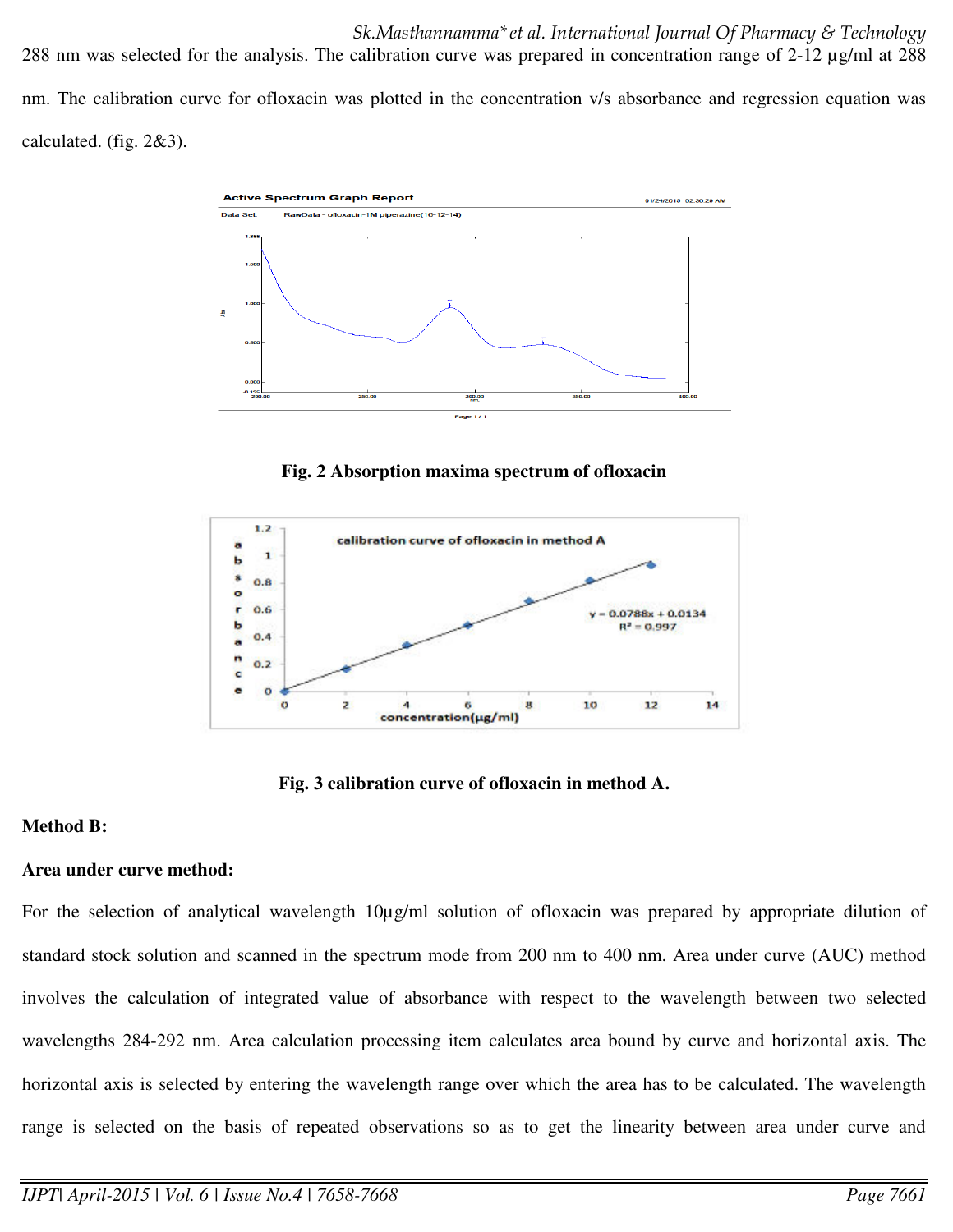288 nm was selected for the analysis. The calibration curve was prepared in concentration range of 2-12 µg/ml at 288 nm. The calibration curve for ofloxacin was plotted in the concentration v/s absorbance and regression equation was calculated. (fig. 2&3).

**Fig. 2 Absorption maxima spectrum of ofloxacin**

**Fig. 3 calibration curve of ofloxacin in method A.**

**Method B:**

**Area under curve method:**

For the selection of analytical wavelength 10µg/ml solution of ofloxacin was prepared by appropriate dilution of standard stock solution and scanned in the spectrum mode from 200 nm to 400 nm. Area under curve (AUC) method involves the calculation of integrated value of absorbance with respect to the wavelength between two selected wavelengths 284-292 nm. Area calculation processing item calculates area bound by curve and horizontal axis. The horizontal axis is selected by entering the wavelength range over which the area has to be calculated. The wavelength range is selected on the basis of repeated observations so as to get the linearity between area under curve and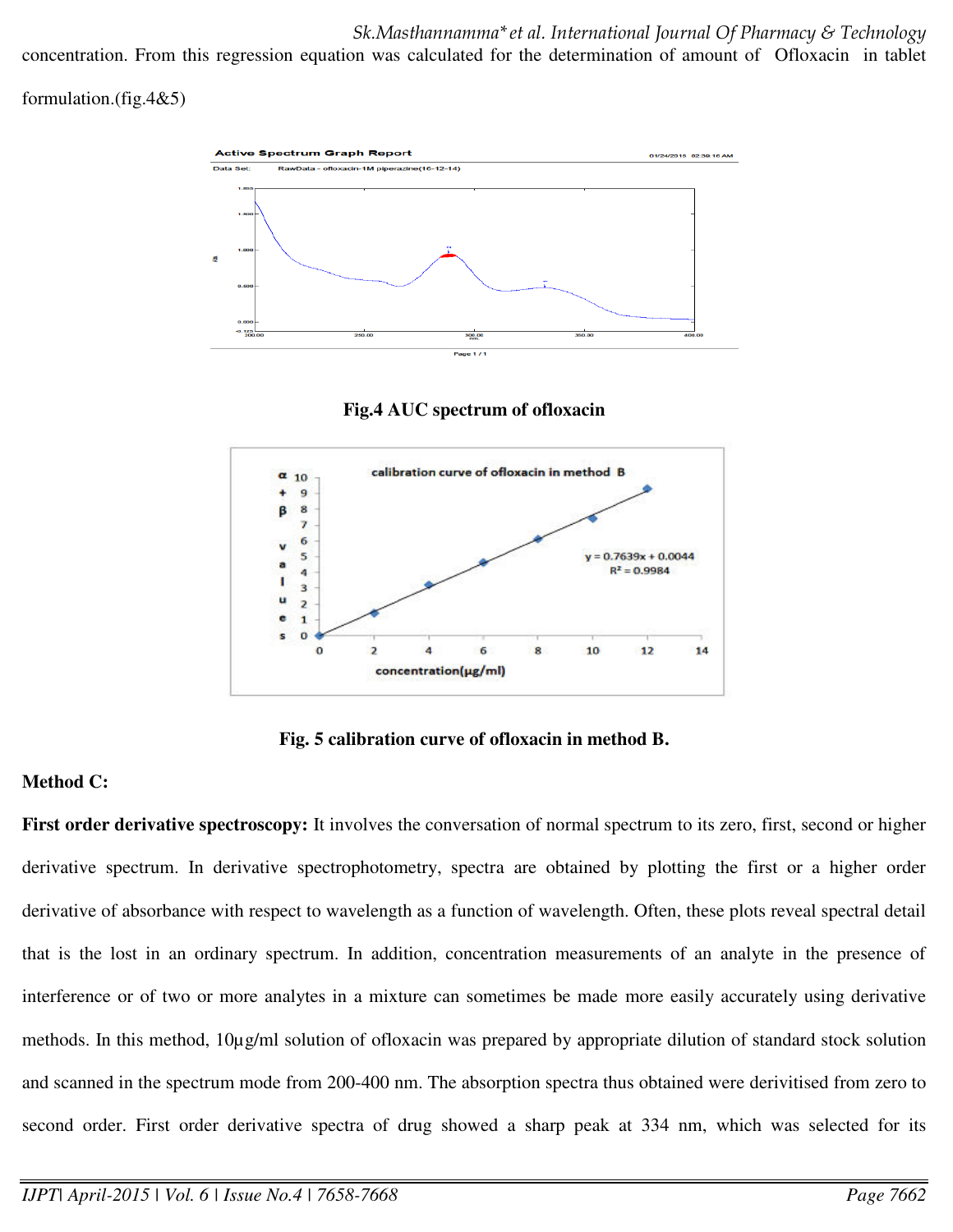concentration. From this regression equation was calculated for the determination of amount of Ofloxacin in tablet formulation.(fig.4&5)

**Fig.4 AUC spectrum of ofloxacin**

**Fig. 5 calibration curve of ofloxacin in method B.**

**Method C:**

**First order derivative spectroscopy:** It involves the conversation of normal spectrum to its zero, first, second or higher derivative spectrum. In derivative spectrophotometry, spectra are obtained by plotting the first or a higher order derivative of absorbance with respect to wavelength as a function of wavelength. Often, these plots reveal spectral detail that is the lost in an ordinary spectrum. In addition, concentration measurements of an analyte in the presence of interference or of two or more analytes in a mixture can sometimes be made more easily accurately using derivative methods. In this method, 10µg/ml solution of ofloxacin was prepared by appropriate dilution of standard stock solution and scanned in the spectrum mode from 200-400 nm. The absorption spectra thus obtained were derivitised from zero to second order. First order derivative spectra of drug showed a sharp peak at 334 nm, which was selected for its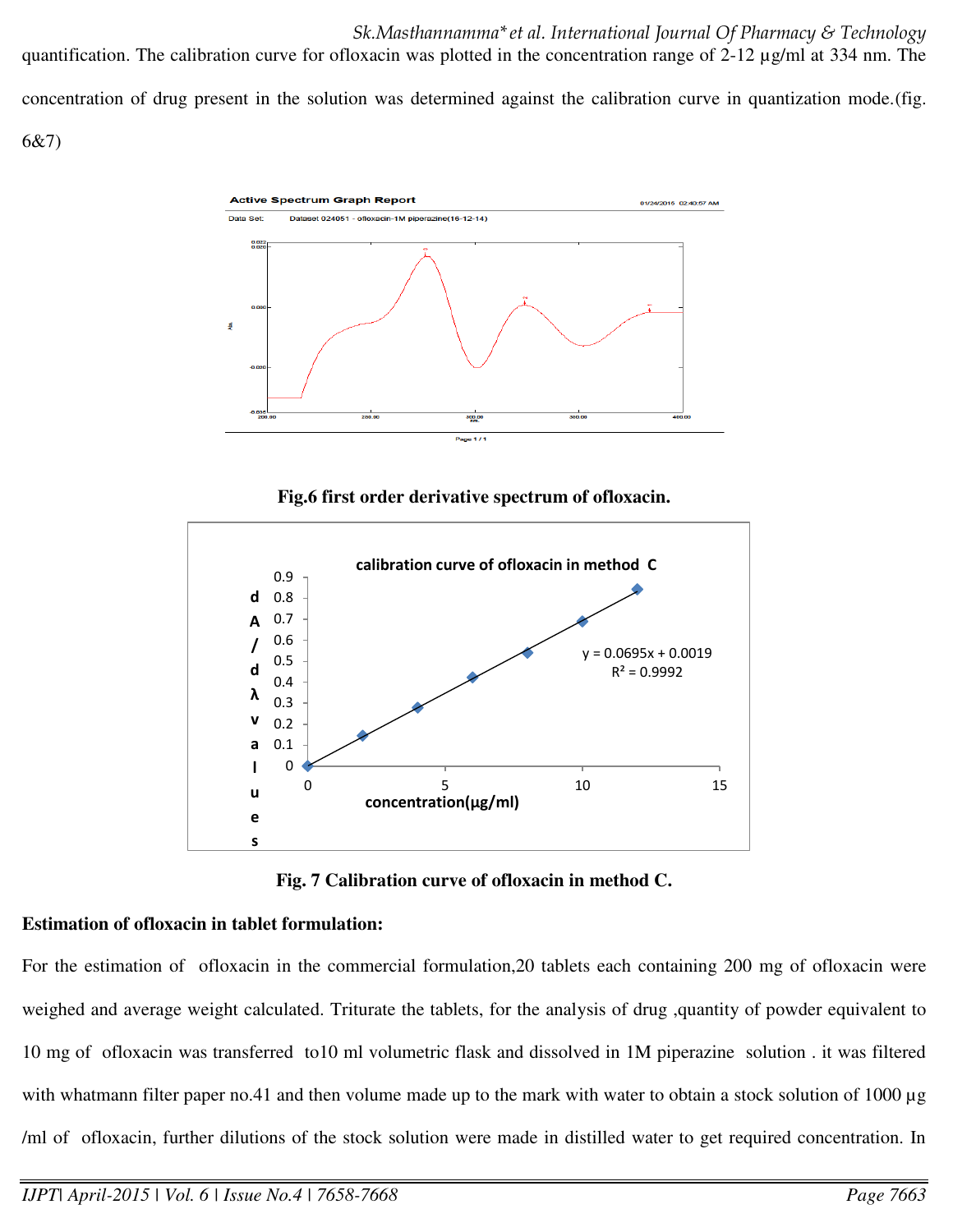quantification. The calibration curve for ofloxacin was plotted in the concentration range of 2-12 µg/ml at 334 nm. The concentration of drug present in the solution was determined against the calibration curve in quantization mode.(fig. 6&7)

**Fig.6 first order derivative spectrum of ofloxacin.**

**Fig. 7 Calibration curve of ofloxacin in method C.**

**Estimation of ofloxacin in tablet formulation:**

For the estimation of ofloxacin in the commercial formulation,20 tablets each containing 200 mg of ofloxacin were weighed and average weight calculated. Triturate the tablets, for the analysis of drug ,quantity of powder equivalent to 10 mg of ofloxacin was transferred to10 ml volumetric flask and dissolved in 1M piperazine solution . it was filtered with whatmann filter paper no.41 and then volume made up to the mark with water to obtain a stock solution of 1000 µg /ml of ofloxacin, further dilutions of the stock solution were made in distilled water to get required concentration. In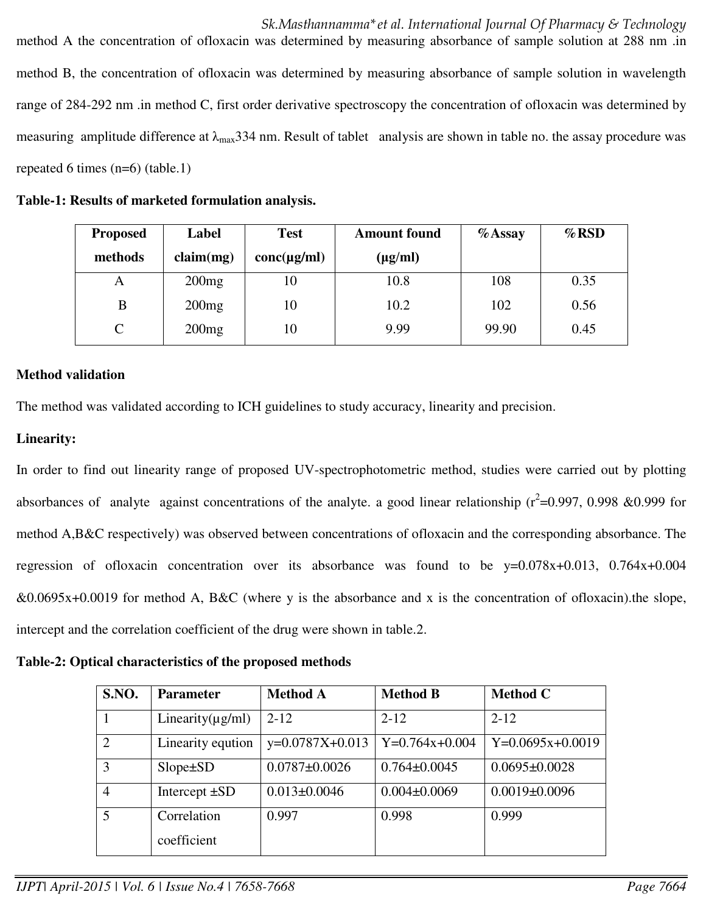method A the concentration of ofloxacin was determined by measuring absorbance of sample solution at 288 nm .in method B, the concentration of ofloxacin was determined by measuring absorbance of sample solution in wavelength range of 284-292 nm .in method C, first order derivative spectroscopy the concentration of ofloxacin was determined by measuring amplitude difference at $\lambda_{max}$334 nm. Result of tablet analysis are shown in table no. the assay procedure was repeated 6 times (n=6) (table.1)

**Table-1: Results of marketed formulation analysis.**

| Proposed methods | Label claim(mg) | Test conc(μg/ml) | Amount found (μg/ml) | %Assay | %RSD |
|---|---|---|---|---|---|
| A | 200mg | 10 | 10.8 | 108 | 0.35 |
| B | 200mg | 10 | 10.2 | 102 | 0.56 |
| C | 200mg | 10 | 9.99 | 99.90 | 0.45 |

**Method validation**

The method was validated according to ICH guidelines to study accuracy, linearity and precision.

**Linearity:**

In order to find out linearity range of proposed UV-spectrophotometric method, studies were carried out by plotting absorbances of analyte against concentrations of the analyte. a good linear relationship ($r^2$=0.997, 0.998 &0.999 for method A,B&C respectively) was observed between concentrations of ofloxacin and the corresponding absorbance. The regression of ofloxacin concentration over its absorbance was found to be y=0.078x+0.013, 0.764x+0.004 &0.0695x+0.0019 for method A, B&C (where y is the absorbance and x is the concentration of ofloxacin).the slope, intercept and the correlation coefficient of the drug were shown in table.2.

**Table-2: Optical characteristics of the proposed methods**

| S.NO. | Parameter | Method A | Method B | Method C |
|---|---|---|---|---|
| 1 | Linearity(μg/ml) | 2-12 | 2-12 | 2-12 |
| 2 | Linearity eqution | y=0.0787X+0.013 | Y=0.764x+0.004 | Y=0.0695x+0.0019 |
| 3 | Slope±SD | 0.0787±0.0026 | 0.764±0.0045 | 0.0695±0.0028 |
| 4 | Intercept ±SD | 0.013±0.0046 | 0.004±0.0069 | 0.0019±0.0096 |
| 5 | Correlation coefficient | 0.997 | 0.998 | 0.999 |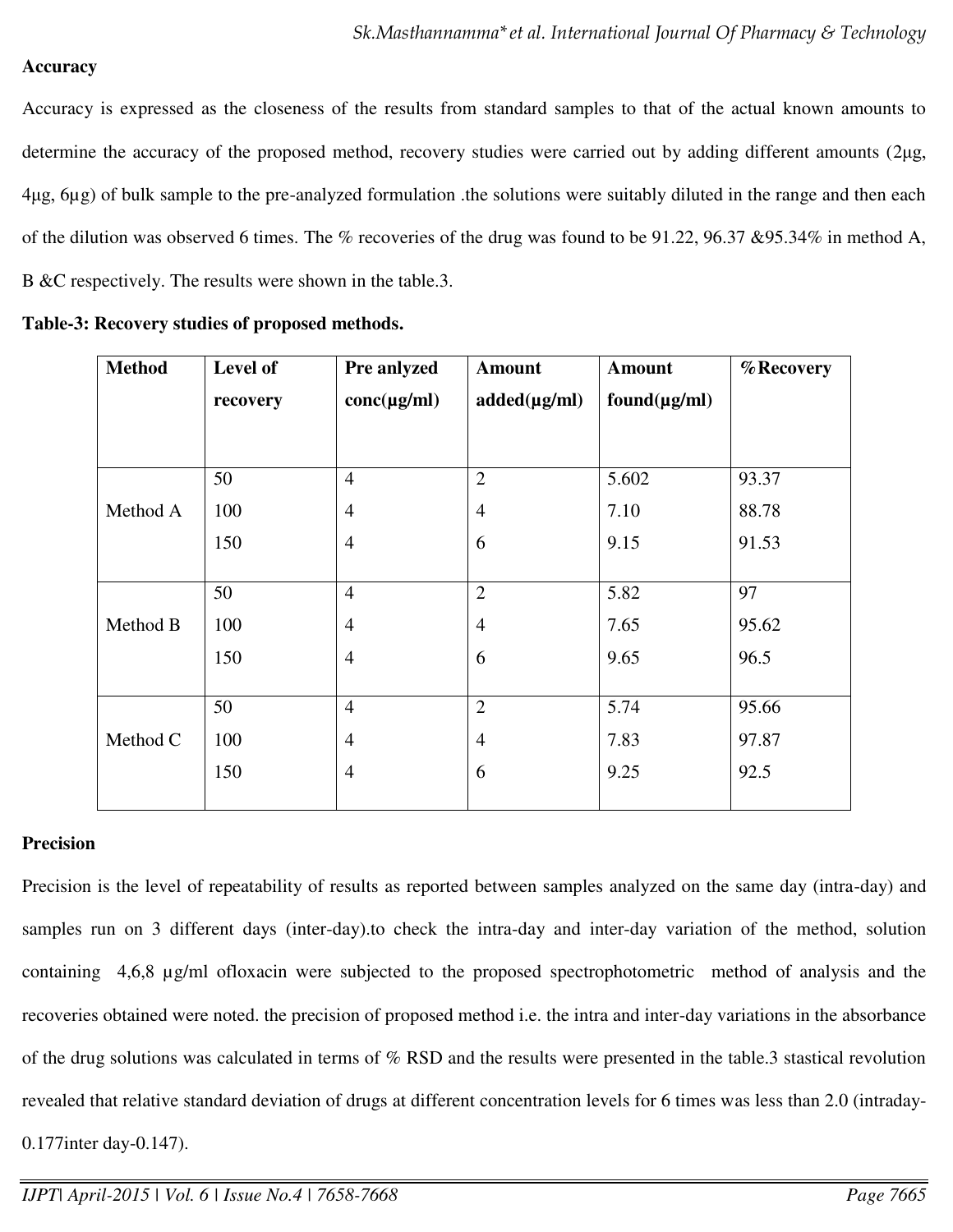### Accuracy

Accuracy is expressed as the closeness of the results from standard samples to that of the actual known amounts to determine the accuracy of the proposed method, recovery studies were carried out by adding different amounts (2µg, 4µg, 6µg) of bulk sample to the pre-analyzed formulation .the solutions were suitably diluted in the range and then each of the dilution was observed 6 times. The % recoveries of the drug was found to be 91.22, 96.37 &95.34% in method A, B &C respectively. The results were shown in the table.3.

**Table-3: Recovery studies of proposed methods.**

| Method | Level of recovery | Pre anlyzed conc(µg/ml) | Amount added(µg/ml) | Amount found(µg/ml) | %Recovery |
|---|---|---|---|---|---|
| Method A | 50 | 4 | 2 | 5.602 | 93.37 |
| | 100 | 4 | 4 | 7.10 | 88.78 |
| | 150 | 4 | 6 | 9.15 | 91.53 |
| Method B | 50 | 4 | 2 | 5.82 | 97 |
| | 100 | 4 | 4 | 7.65 | 95.62 |
| | 150 | 4 | 6 | 9.65 | 96.5 |
| Method C | 50 | 4 | 2 | 5.74 | 95.66 |
| | 100 | 4 | 4 | 7.83 | 97.87 |
| | 150 | 4 | 6 | 9.25 | 92.5 |

### Precision

Precision is the level of repeatability of results as reported between samples analyzed on the same day (intra-day) and samples run on 3 different days (inter-day).to check the intra-day and inter-day variation of the method, solution containing 4,6,8 µg/ml ofloxacin were subjected to the proposed spectrophotometric method of analysis and the recoveries obtained were noted. the precision of proposed method i.e. the intra and inter-day variations in the absorbance of the drug solutions was calculated in terms of % RSD and the results were presented in the table.3 stastical revolution revealed that relative standard deviation of drugs at different concentration levels for 6 times was less than 2.0 (intraday-0.177inter day-0.147).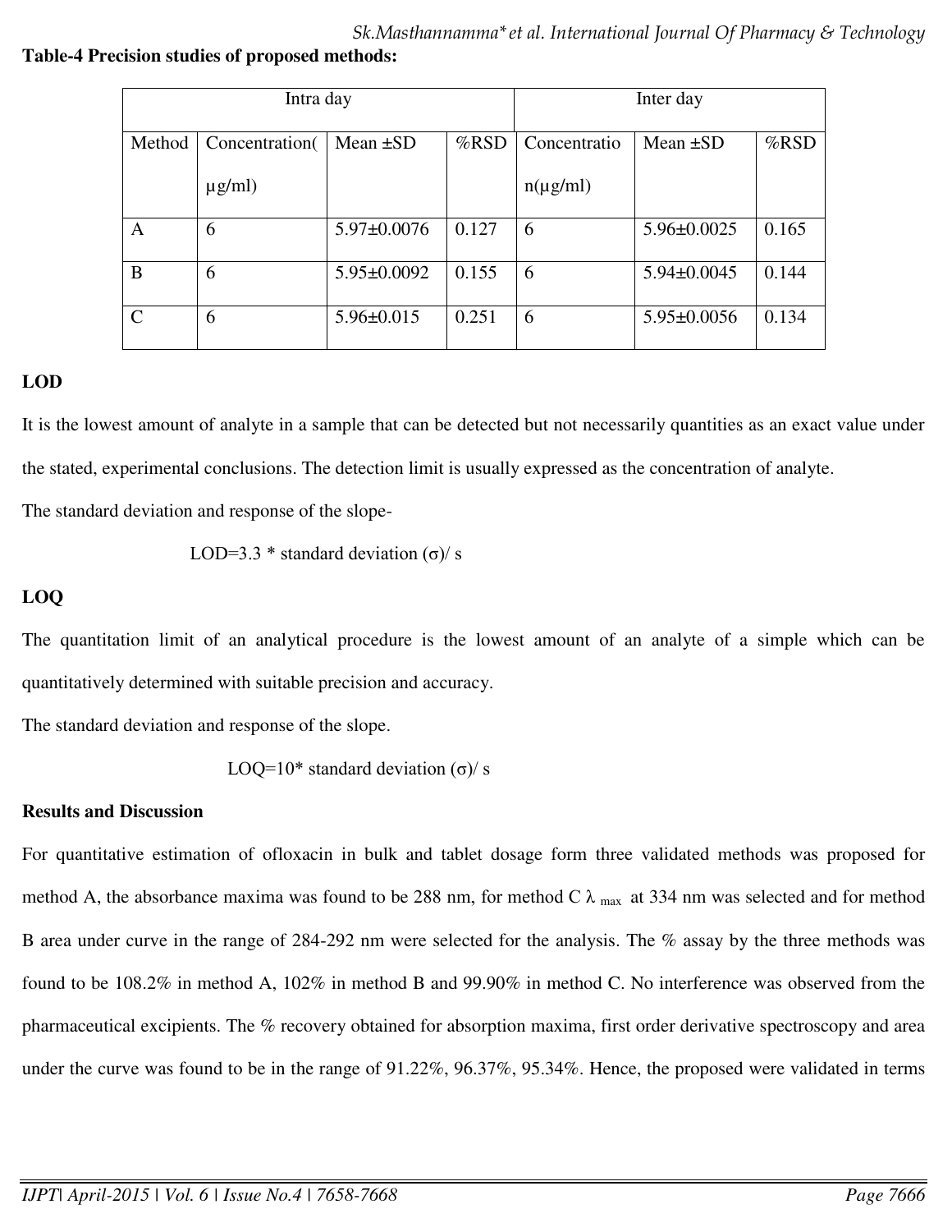**Table-4 Precision studies of proposed methods:**

| Intra day | | | | Inter day | | |
|---|---|---|---|---|---|---|
| Method | Concentration(µg/ml) | Mean ±SD | %RSD | Concentration(µg/ml) | Mean ±SD | %RSD |
| A | 6 | 5.97±0.0076 | 0.127 | 6 | 5.96±0.0025 | 0.165 |
| B | 6 | 5.95±0.0092 | 0.155 | 6 | 5.94±0.0045 | 0.144 |
| C | 6 | 5.96±0.015 | 0.251 | 6 | 5.95±0.0056 | 0.134 |

**LOD**

It is the lowest amount of analyte in a sample that can be detected but not necessarily quantities as an exact value under the stated, experimental conclusions. The detection limit is usually expressed as the concentration of analyte.

The standard deviation and response of the slope-

$$LOD=3.3 * \text{standard deviation } (\sigma)/ s$$

**LOQ**

The quantitation limit of an analytical procedure is the lowest amount of an analyte of a simple which can be quantitatively determined with suitable precision and accuracy.

The standard deviation and response of the slope.

$$LOQ=10* \text{standard deviation } (\sigma)/ s$$

**Results and Discussion**

For quantitative estimation of ofloxacin in bulk and tablet dosage form three validated methods was proposed for method A, the absorbance maxima was found to be 288 nm, for method C $\lambda_{max}$ at 334 nm was selected and for method B area under curve in the range of 284-292 nm were selected for the analysis. The % assay by the three methods was found to be 108.2% in method A, 102% in method B and 99.90% in method C. No interference was observed from the pharmaceutical excipients. The % recovery obtained for absorption maxima, first order derivative spectroscopy and area under the curve was found to be in the range of 91.22%, 96.37%, 95.34%. Hence, the proposed were validated in terms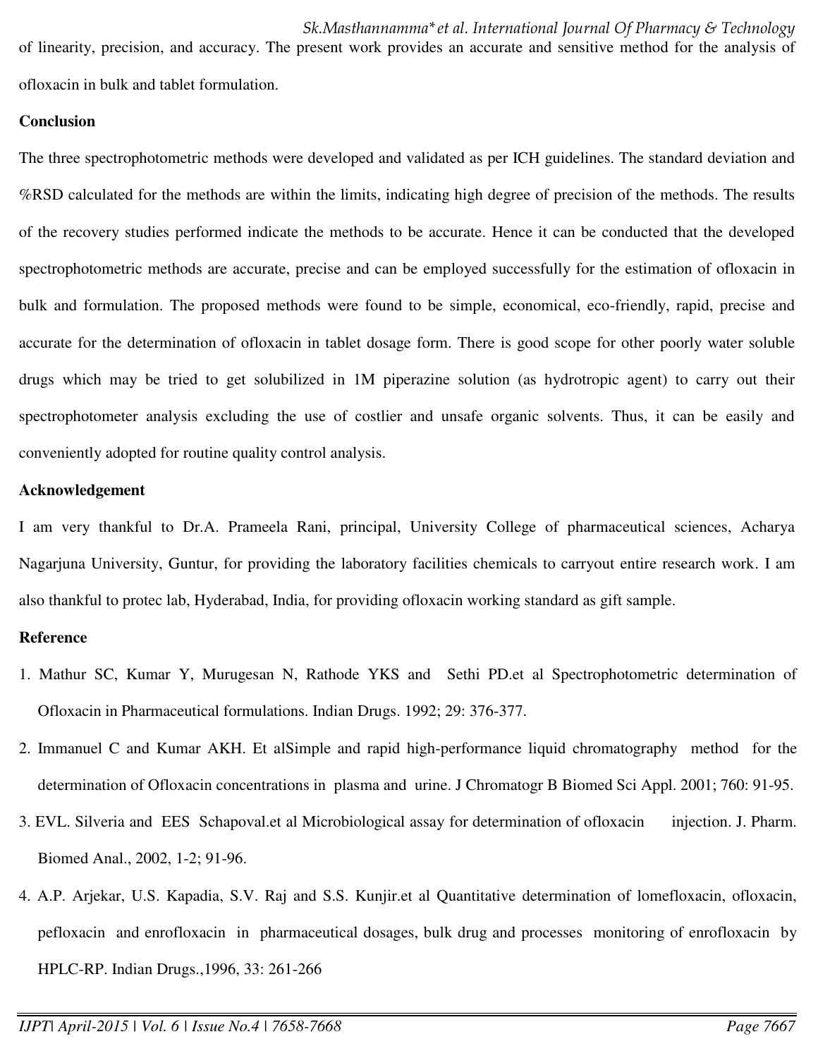of linearity, precision, and accuracy. The present work provides an accurate and sensitive method for the analysis of ofloxacin in bulk and tablet formulation.

**Conclusion**

The three spectrophotometric methods were developed and validated as per ICH guidelines. The standard deviation and %RSD calculated for the methods are within the limits, indicating high degree of precision of the methods. The results of the recovery studies performed indicate the methods to be accurate. Hence it can be conducted that the developed spectrophotometric methods are accurate, precise and can be employed successfully for the estimation of ofloxacin in bulk and formulation. The proposed methods were found to be simple, economical, eco-friendly, rapid, precise and accurate for the determination of ofloxacin in tablet dosage form. There is good scope for other poorly water soluble drugs which may be tried to get solubilized in 1M piperazine solution (as hydrotropic agent) to carry out their spectrophotometer analysis excluding the use of costlier and unsafe organic solvents. Thus, it can be easily and conveniently adopted for routine quality control analysis.

**Acknowledgement**

I am very thankful to Dr.A. Prameela Rani, principal, University College of pharmaceutical sciences, Acharya Nagarjuna University, Guntur, for providing the laboratory facilities chemicals to carryout entire research work. I am also thankful to protec lab, Hyderabad, India, for providing ofloxacin working standard as gift sample.

**Reference**

1. Mathur SC, Kumar Y, Murugesan N, Rathode YKS and Sethi PD.et al Spectrophotometric determination of Ofloxacin in Pharmaceutical formulations. Indian Drugs. 1992; 29: 376-377.
2. Immanuel C and Kumar AKH. Et alSimple and rapid high-performance liquid chromatography method for the determination of Ofloxacin concentrations in plasma and urine. J Chromatogr B Biomed Sci Appl. 2001; 760: 91-95.
3. EVL. Silveria and EES Schapoval.et al Microbiological assay for determination of ofloxacin injection. J. Pharm. Biomed Anal., 2002, 1-2; 91-96.
4. A.P. Arjekar, U.S. Kapadia, S.V. Raj and S.S. Kunjir.et al Quantitative determination of lomefloxacin, ofloxacin, pefloxacin and enrofloxacin in pharmaceutical dosages, bulk drug and processes monitoring of enrofloxacin by HPLC-RP. Indian Drugs.,1996, 33: 261-266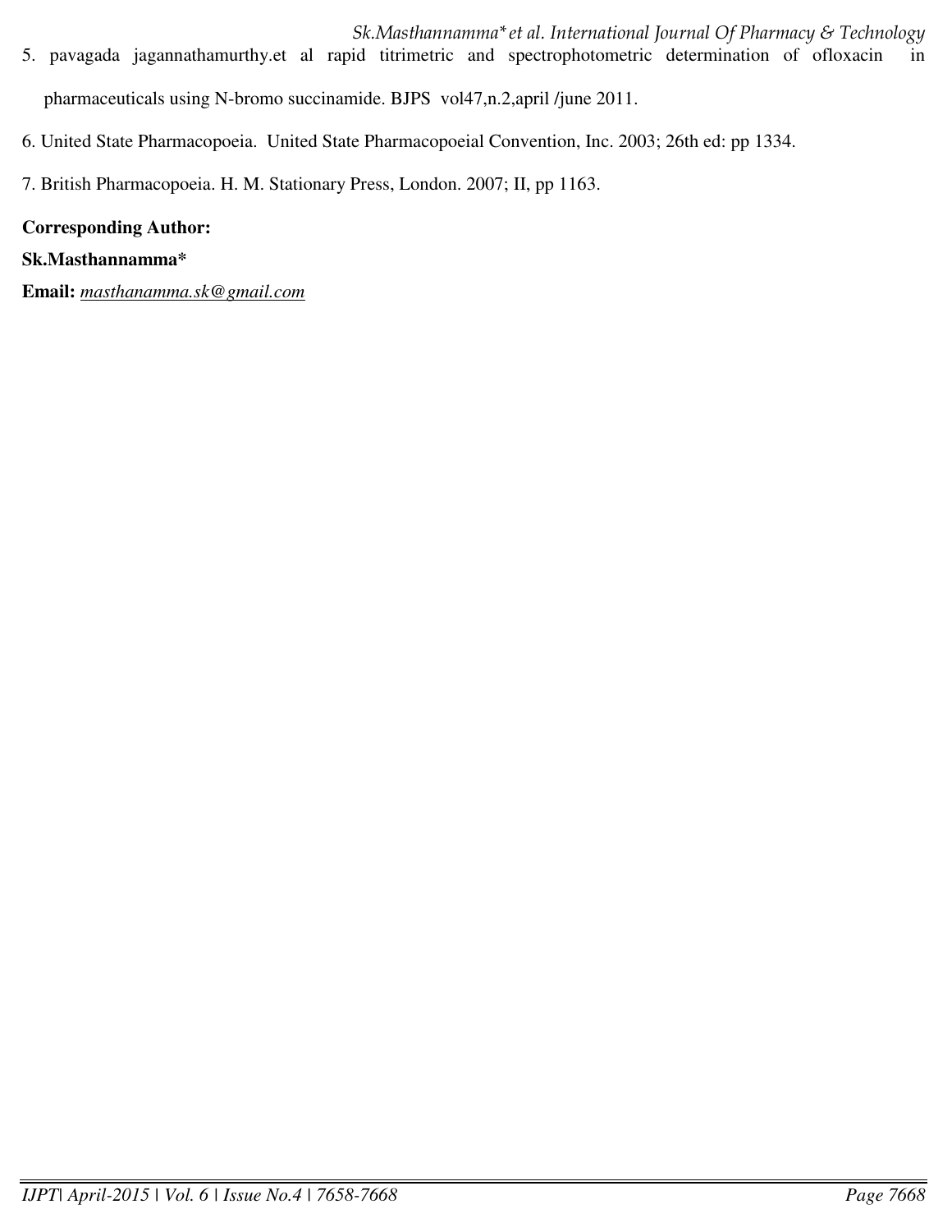5. pavagada jagannathamurthy.et al rapid titrimetric and spectrophotometric determination of ofloxacin in pharmaceuticals using N-bromo succinamide. BJPS vol47,n.2,april /june 2011.

6. United State Pharmacopoeia. United State Pharmacopoeial Convention, Inc. 2003; 26th ed: pp 1334.

7. British Pharmacopoeia. H. M. Stationary Press, London. 2007; II, pp 1163.

**Corresponding Author:**

**Sk.Masthannamma***

**Email:** *masthanamma.sk@gmail.com*